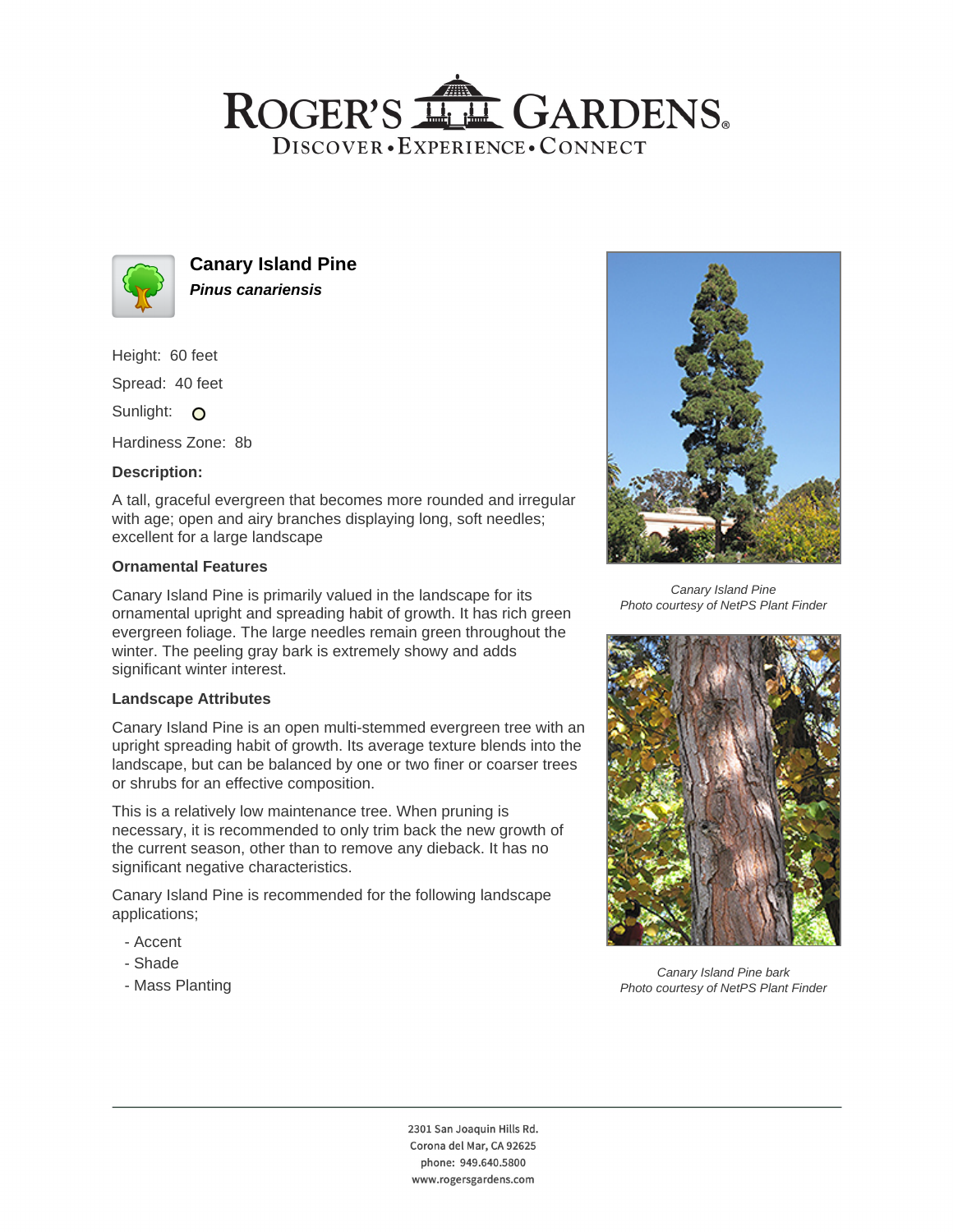# ROGER'S GARDENS

DISCOVER • EXPERIENCE • CONNECT

## Canary Island Pine

***Pinus canariensis***

Height: 60 feet

Spread: 40 feet

Sunlight: O

Hardiness Zone: 8b

**Description:**

A tall, graceful evergreen that becomes more rounded and irregular with age; open and airy branches displaying long, soft needles; excellent for a large landscape

### Ornamental Features

Canary Island Pine is primarily valued in the landscape for its ornamental upright and spreading habit of growth. It has rich green evergreen foliage. The large needles remain green throughout the winter. The peeling gray bark is extremely showy and adds significant winter interest.

### Landscape Attributes

Canary Island Pine is an open multi-stemmed evergreen tree with an upright spreading habit of growth. Its average texture blends into the landscape, but can be balanced by one or two finer or coarser trees or shrubs for an effective composition.

This is a relatively low maintenance tree. When pruning is necessary, it is recommended to only trim back the new growth of the current season, other than to remove any dieback. It has no significant negative characteristics.

Canary Island Pine is recommended for the following landscape applications;

- Accent
- Shade
- Mass Planting

*Canary Island Pine*
*Photo courtesy of NetPS Plant Finder*

*Canary Island Pine bark*
*Photo courtesy of NetPS Plant Finder*

2301 San Joaquin Hills Rd.
Corona del Mar, CA 92625
phone: 949.640.5800
www.rogersgardens.com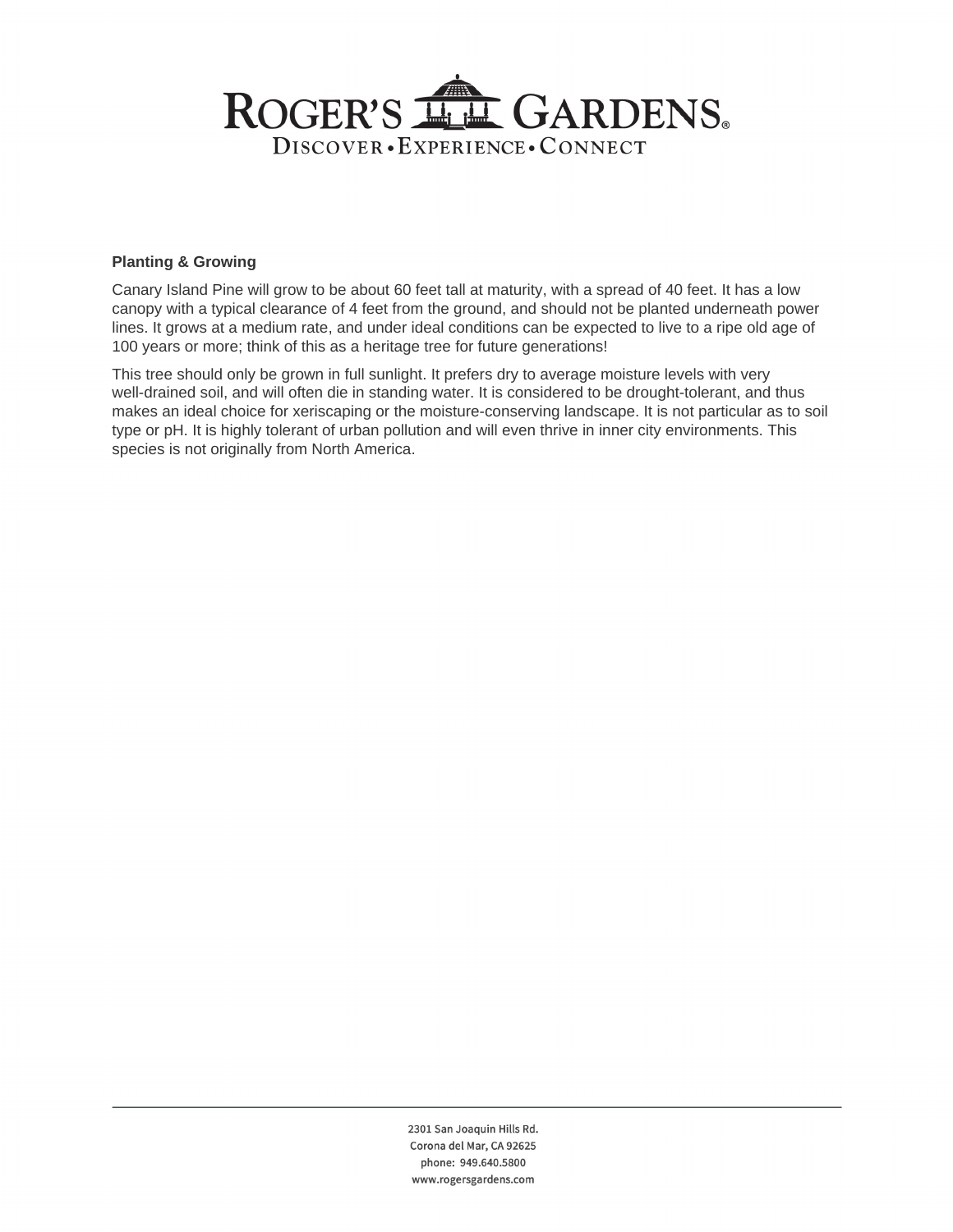**Planting & Growing**

Canary Island Pine will grow to be about 60 feet tall at maturity, with a spread of 40 feet. It has a low canopy with a typical clearance of 4 feet from the ground, and should not be planted underneath power lines. It grows at a medium rate, and under ideal conditions can be expected to live to a ripe old age of 100 years or more; think of this as a heritage tree for future generations!

This tree should only be grown in full sunlight. It prefers dry to average moisture levels with very well-drained soil, and will often die in standing water. It is considered to be drought-tolerant, and thus makes an ideal choice for xeriscaping or the moisture-conserving landscape. It is not particular as to soil type or pH. It is highly tolerant of urban pollution and will even thrive in inner city environments. This species is not originally from North America.